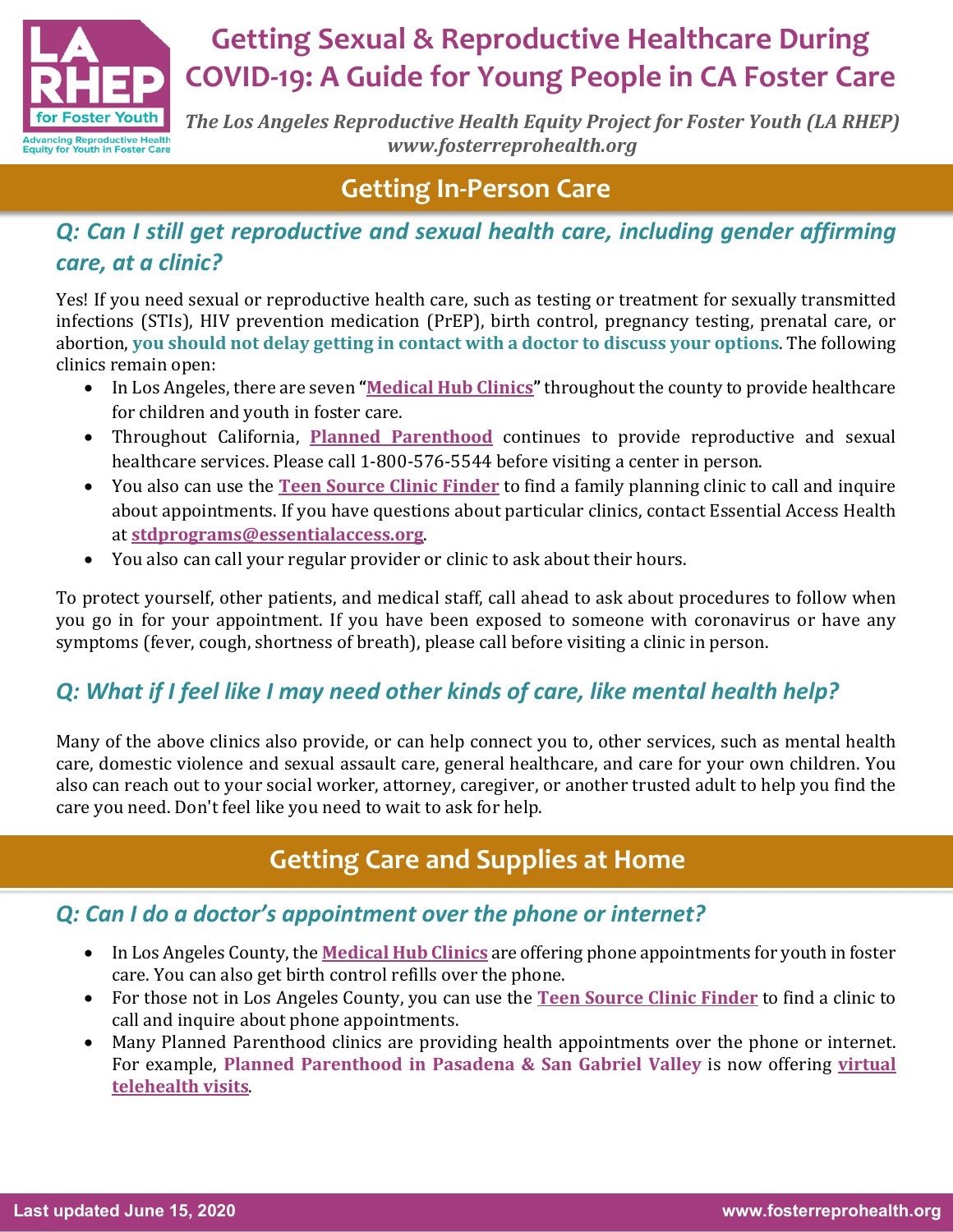# Getting Sexual & Reproductive Healthcare During COVID-19: A Guide for Young People in CA Foster Care

*The Los Angeles Reproductive Health Equity Project for Foster Youth (LA RHEP)*
*www.fosterreprohealth.org*

## Getting In-Person Care

### *Q: Can I still get reproductive and sexual health care, including gender affirming care, at a clinic?*

Yes! If you need sexual or reproductive health care, such as testing or treatment for sexually transmitted infections (STIs), HIV prevention medication (PrEP), birth control, pregnancy testing, prenatal care, or abortion, **you should not delay getting in contact with a doctor to discuss your options**. The following clinics remain open:

- In Los Angeles, there are seven "**Medical Hub Clinics**" throughout the county to provide healthcare for children and youth in foster care.
- Throughout California, **Planned Parenthood** continues to provide reproductive and sexual healthcare services. Please call 1-800-576-5544 before visiting a center in person.
- You also can use the **Teen Source Clinic Finder** to find a family planning clinic to call and inquire about appointments. If you have questions about particular clinics, contact Essential Access Health at **stdprograms@essentialaccess.org**.
- You also can call your regular provider or clinic to ask about their hours.

To protect yourself, other patients, and medical staff, call ahead to ask about procedures to follow when you go in for your appointment. If you have been exposed to someone with coronavirus or have any symptoms (fever, cough, shortness of breath), please call before visiting a clinic in person.

### *Q: What if I feel like I may need other kinds of care, like mental health help?*

Many of the above clinics also provide, or can help connect you to, other services, such as mental health care, domestic violence and sexual assault care, general healthcare, and care for your own children. You also can reach out to your social worker, attorney, caregiver, or another trusted adult to help you find the care you need. Don't feel like you need to wait to ask for help.

## Getting Care and Supplies at Home

### *Q: Can I do a doctor's appointment over the phone or internet?*

- In Los Angeles County, the **Medical Hub Clinics** are offering phone appointments for youth in foster care. You can also get birth control refills over the phone.
- For those not in Los Angeles County, you can use the **Teen Source Clinic Finder** to find a clinic to call and inquire about phone appointments.
- Many Planned Parenthood clinics are providing health appointments over the phone or internet. For example, **Planned Parenthood in Pasadena & San Gabriel Valley** is now offering **virtual telehealth visits**.

Last updated June 15, 2020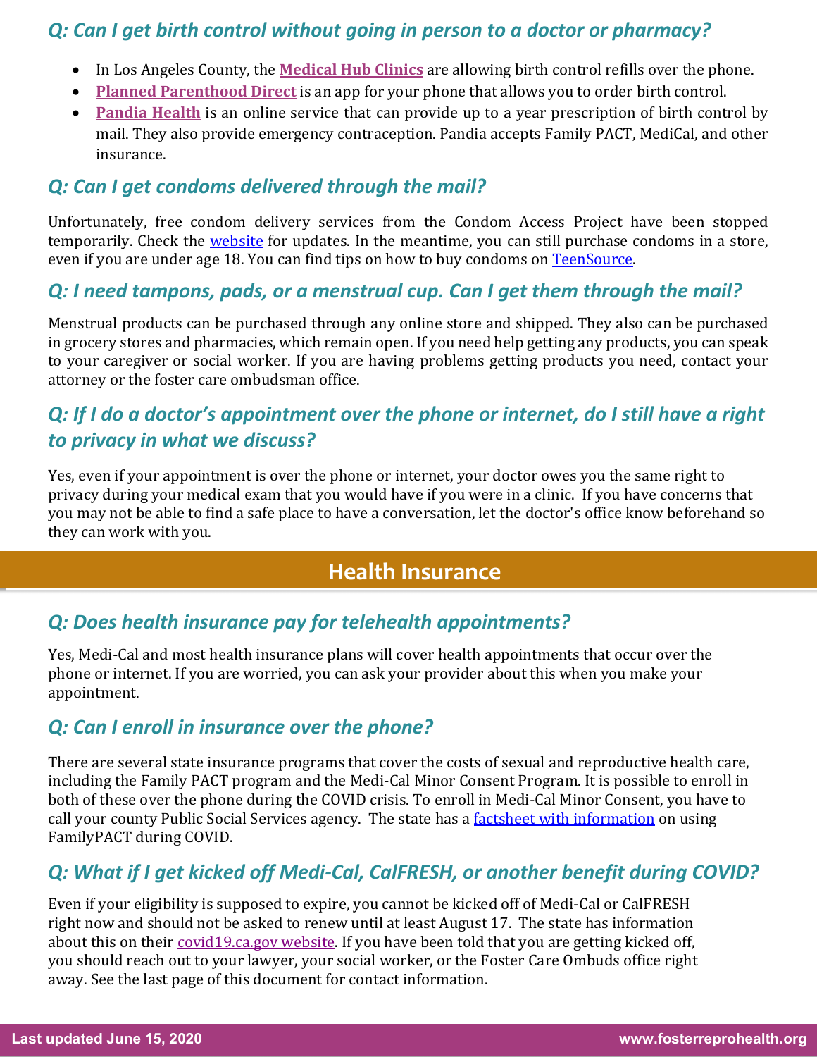### *Q: Can I get birth control without going in person to a doctor or pharmacy?*

- In Los Angeles County, the **Medical Hub Clinics** are allowing birth control refills over the phone.
- **Planned Parenthood Direct** is an app for your phone that allows you to order birth control.
- **Pandia Health** is an online service that can provide up to a year prescription of birth control by mail. They also provide emergency contraception. Pandia accepts Family PACT, MediCal, and other insurance.

### *Q: Can I get condoms delivered through the mail?*

Unfortunately, free condom delivery services from the Condom Access Project have been stopped temporarily. Check the website for updates. In the meantime, you can still purchase condoms in a store, even if you are under age 18. You can find tips on how to buy condoms on TeenSource.

### *Q: I need tampons, pads, or a menstrual cup. Can I get them through the mail?*

Menstrual products can be purchased through any online store and shipped. They also can be purchased in grocery stores and pharmacies, which remain open. If you need help getting any products, you can speak to your caregiver or social worker. If you are having problems getting products you need, contact your attorney or the foster care ombudsman office.

### *Q: If I do a doctor's appointment over the phone or internet, do I still have a right to privacy in what we discuss?*

Yes, even if your appointment is over the phone or internet, your doctor owes you the same right to privacy during your medical exam that you would have if you were in a clinic. If you have concerns that you may not be able to find a safe place to have a conversation, let the doctor's office know beforehand so they can work with you.

## Health Insurance

### *Q: Does health insurance pay for telehealth appointments?*

Yes, Medi-Cal and most health insurance plans will cover health appointments that occur over the phone or internet. If you are worried, you can ask your provider about this when you make your appointment.

### *Q: Can I enroll in insurance over the phone?*

There are several state insurance programs that cover the costs of sexual and reproductive health care, including the Family PACT program and the Medi-Cal Minor Consent Program. It is possible to enroll in both of these over the phone during the COVID crisis. To enroll in Medi-Cal Minor Consent, you have to call your county Public Social Services agency. The state has a factsheet with information on using FamilyPACT during COVID.

### *Q: What if I get kicked off Medi-Cal, CalFRESH, or another benefit during COVID?*

Even if your eligibility is supposed to expire, you cannot be kicked off of Medi-Cal or CalFRESH right now and should not be asked to renew until at least August 17. The state has information about this on their covid19.ca.gov website. If you have been told that you are getting kicked off, you should reach out to your lawyer, your social worker, or the Foster Care Ombuds office right away. See the last page of this document for contact information.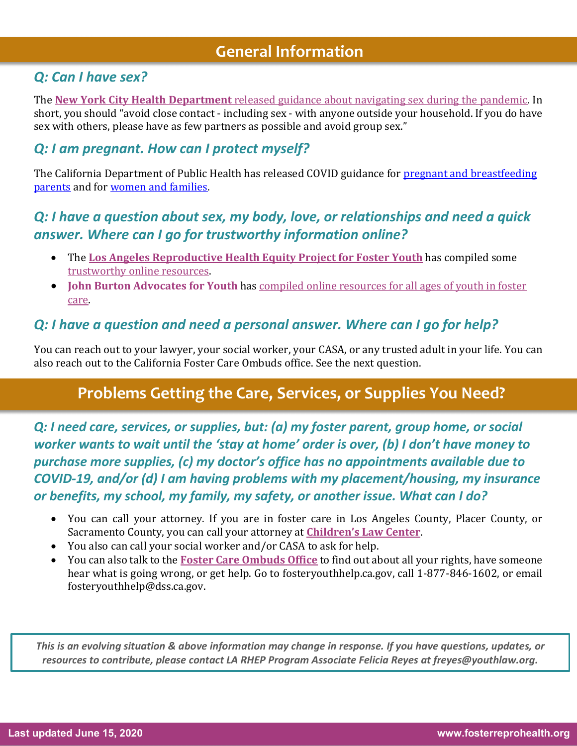## General Information

### *Q: Can I have sex?*

The **New York City Health Department** released guidance about navigating sex during the pandemic. In short, you should "avoid close contact - including sex - with anyone outside your household. If you do have sex with others, please have as few partners as possible and avoid group sex."

### *Q: I am pregnant. How can I protect myself?*

The California Department of Public Health has released COVID guidance for pregnant and breastfeeding parents and for women and families.

### *Q: I have a question about sex, my body, love, or relationships and need a quick answer. Where can I go for trustworthy information online?*

- The **Los Angeles Reproductive Health Equity Project for Foster Youth** has compiled some trustworthy online resources.
- **John Burton Advocates for Youth** has compiled online resources for all ages of youth in foster care.

### *Q: I have a question and need a personal answer. Where can I go for help?*

You can reach out to your lawyer, your social worker, your CASA, or any trusted adult in your life. You can also reach out to the California Foster Care Ombuds office. See the next question.

## Problems Getting the Care, Services, or Supplies You Need?

### *Q: I need care, services, or supplies, but: (a) my foster parent, group home, or social worker wants to wait until the 'stay at home' order is over, (b) I don't have money to purchase more supplies, (c) my doctor's office has no appointments available due to COVID-19, and/or (d) I am having problems with my placement/housing, my insurance or benefits, my school, my family, my safety, or another issue. What can I do?*

- You can call your attorney. If you are in foster care in Los Angeles County, Placer County, or Sacramento County, you can call your attorney at **Children's Law Center**.
- You also can call your social worker and/or CASA to ask for help.
- You can also talk to the **Foster Care Ombuds Office** to find out about all your rights, have someone hear what is going wrong, or get help. Go to fosteryouthhelp.ca.gov, call 1-877-846-1602, or email fosteryouthhelp@dss.ca.gov.

*This is an evolving situation & above information may change in response. If you have questions, updates, or resources to contribute, please contact LA RHEP Program Associate Felicia Reyes at freyes@youthlaw.org.*

**Last updated June 15, 2020** **www.fosterreprohealth.org**